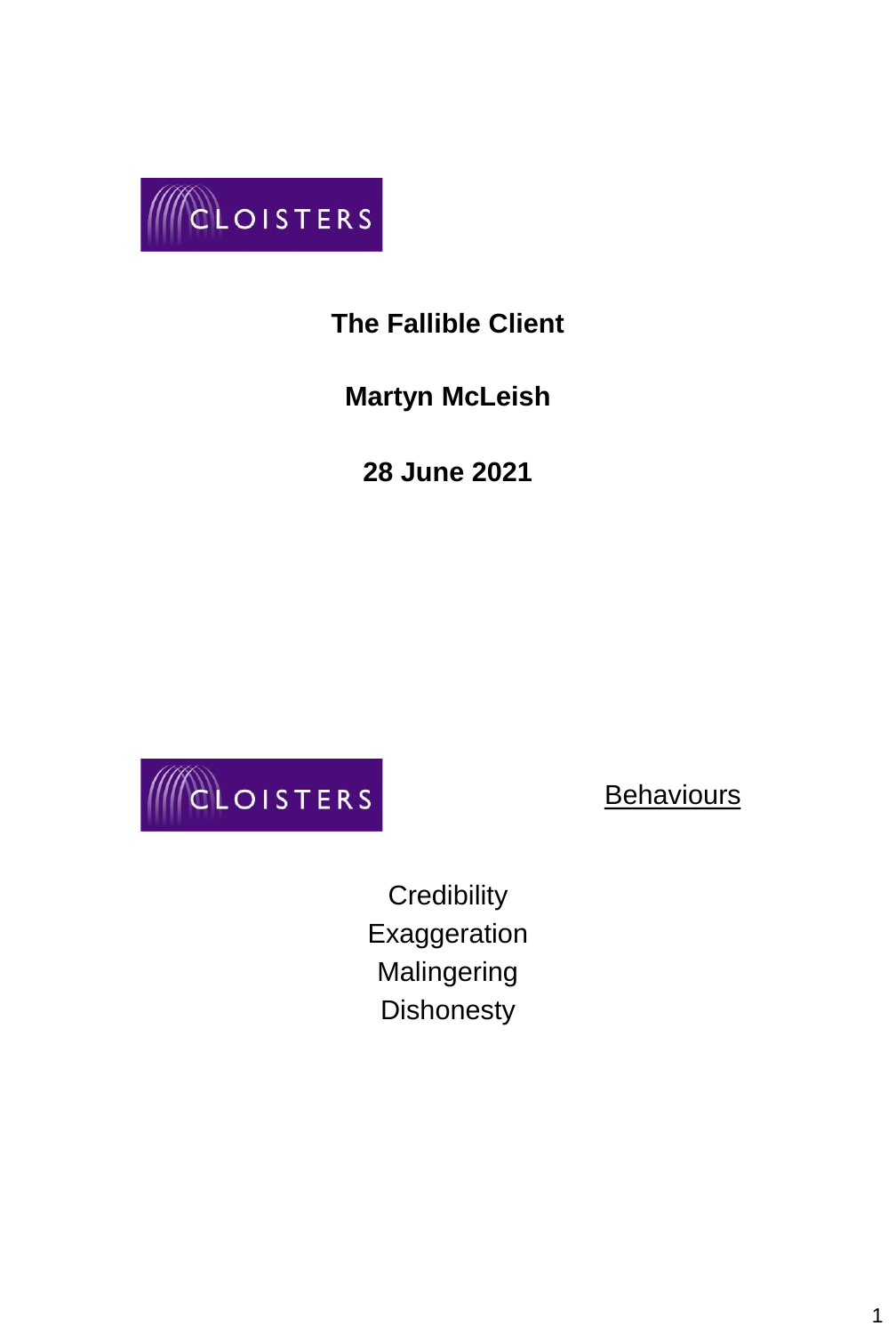CLOISTERS

# The Fallible Client

**Martyn McLeish**

**28 June 2021**

CLOISTERS

## Behaviours

Credibility
Exaggeration
Malingering
Dishonesty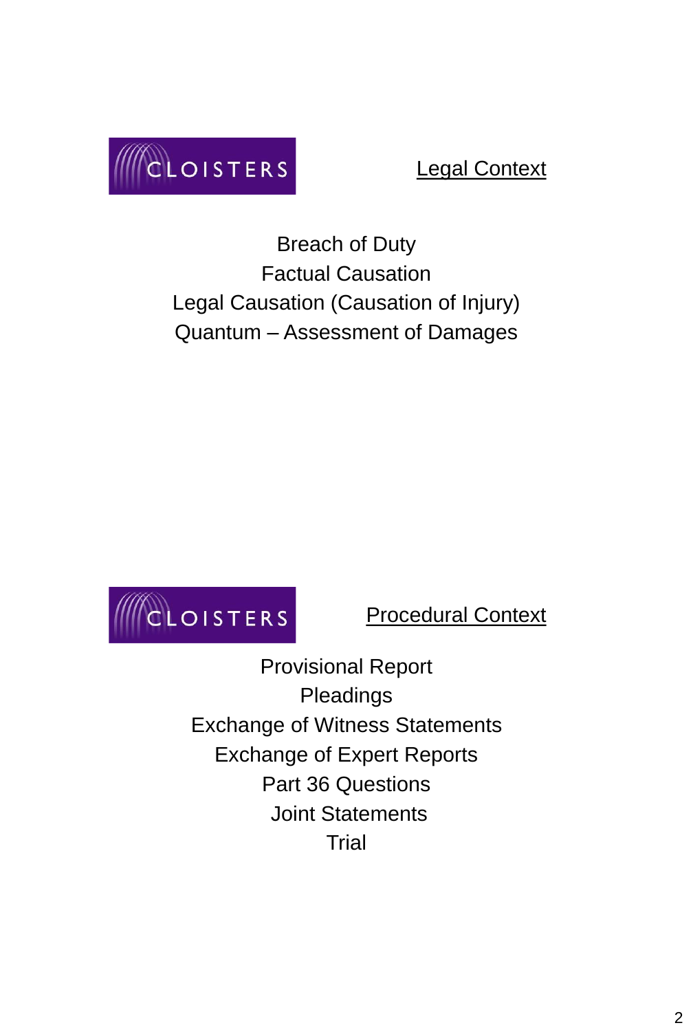CLOISTERS

## Legal Context

Breach of Duty
Factual Causation
Legal Causation (Causation of Injury)
Quantum – Assessment of Damages

CLOISTERS

## Procedural Context

Provisional Report
Pleadings
Exchange of Witness Statements
Exchange of Expert Reports
Part 36 Questions
Joint Statements
Trial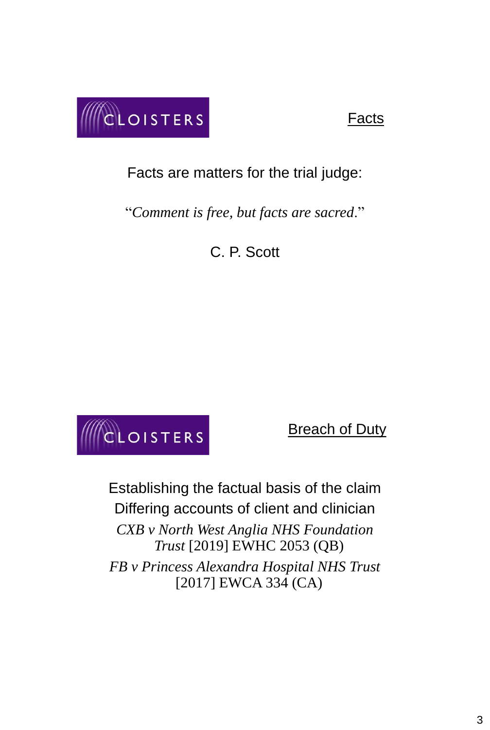CLOISTERS

## Facts

Facts are matters for the trial judge:

"*Comment is free, but facts are sacred*."

C. P. Scott

CLOISTERS

## Breach of Duty

Establishing the factual basis of the claim

Differing accounts of client and clinician

*CXB v North West Anglia NHS Foundation Trust* [2019] EWHC 2053 (QB)

*FB v Princess Alexandra Hospital NHS Trust* [2017] EWCA 334 (CA)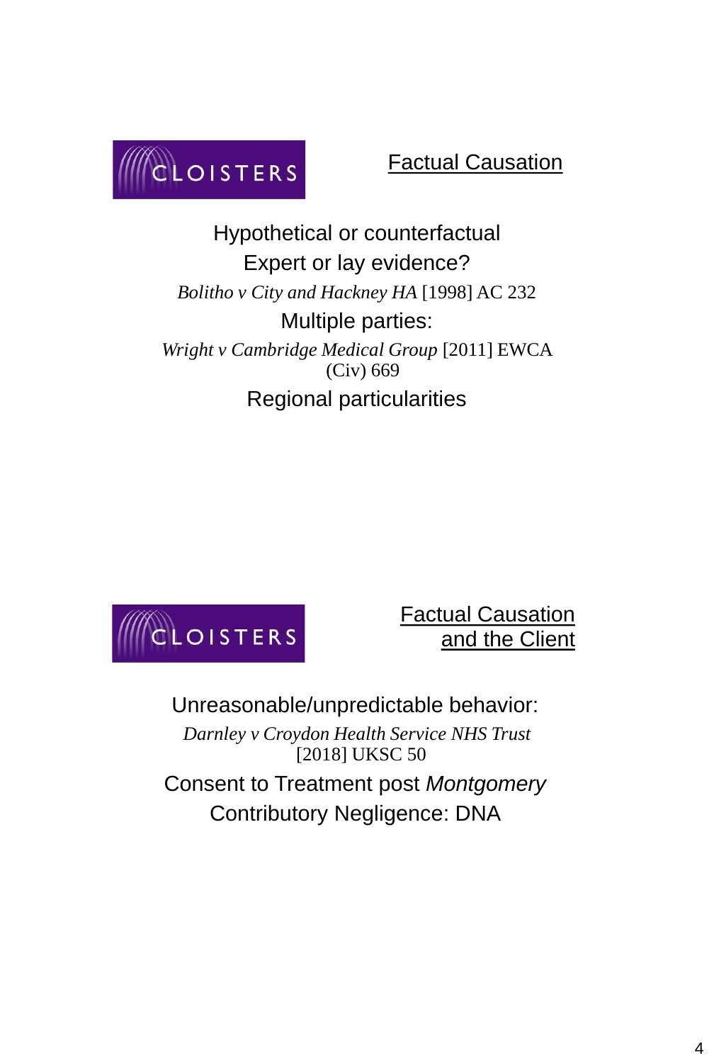CLOISTERS

## Factual Causation

Hypothetical or counterfactual

Expert or lay evidence?

*Bolitho v City and Hackney HA* [1998] AC 232

Multiple parties:

*Wright v Cambridge Medical Group* [2011] EWCA (Civ) 669

Regional particularities

CLOISTERS

## Factual Causation and the Client

Unreasonable/unpredictable behavior:

*Darnley v Croydon Health Service NHS Trust* [2018] UKSC 50

Consent to Treatment post *Montgomery*

Contributory Negligence: DNA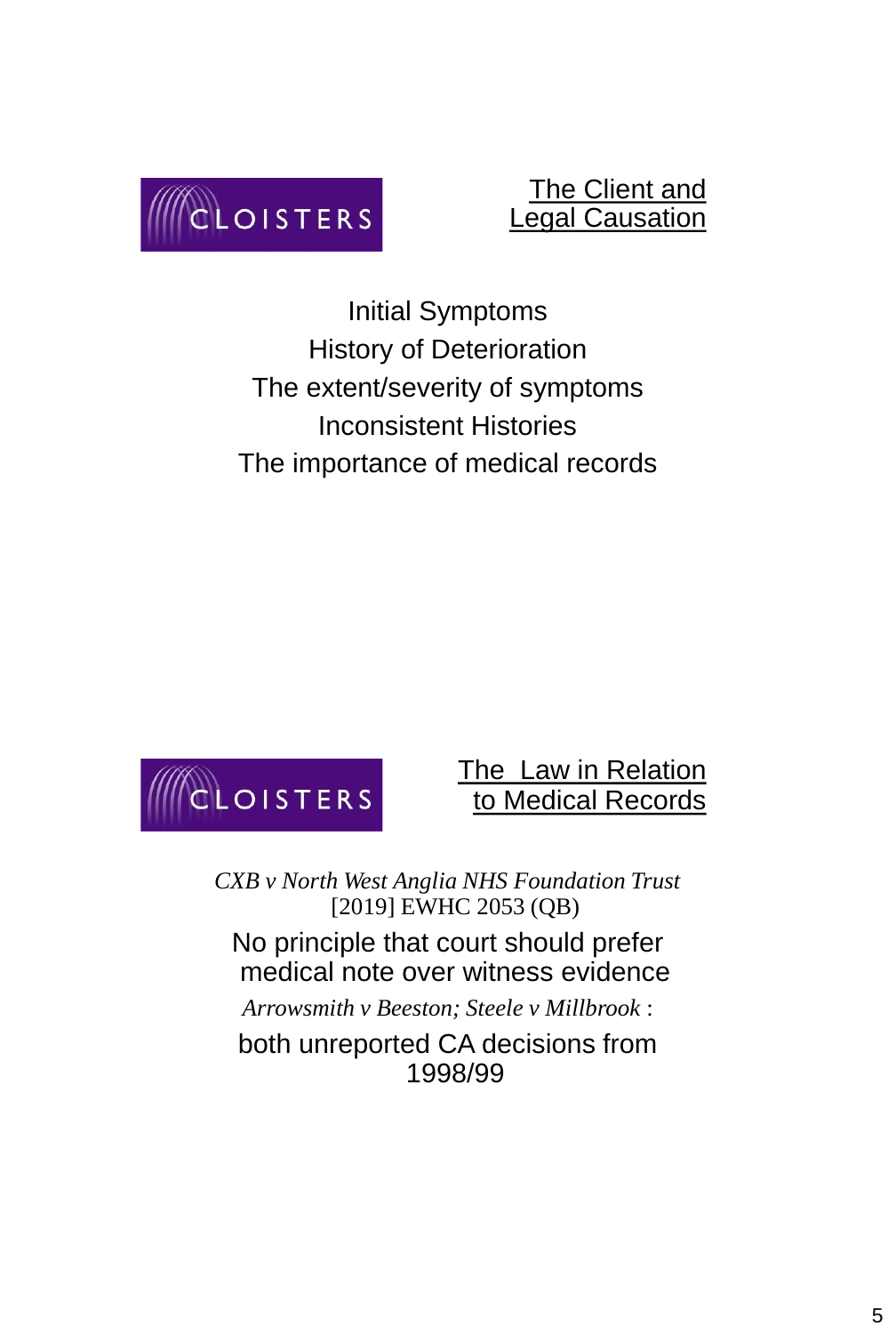## The Client and Legal Causation

Initial Symptoms

History of Deterioration

The extent/severity of symptoms

Inconsistent Histories

The importance of medical records

## The Law in Relation to Medical Records

*CXB v North West Anglia NHS Foundation Trust* [2019] EWHC 2053 (QB)

No principle that court should prefer medical note over witness evidence

*Arrowsmith v Beeston; Steele v Millbrook* :

both unreported CA decisions from 1998/99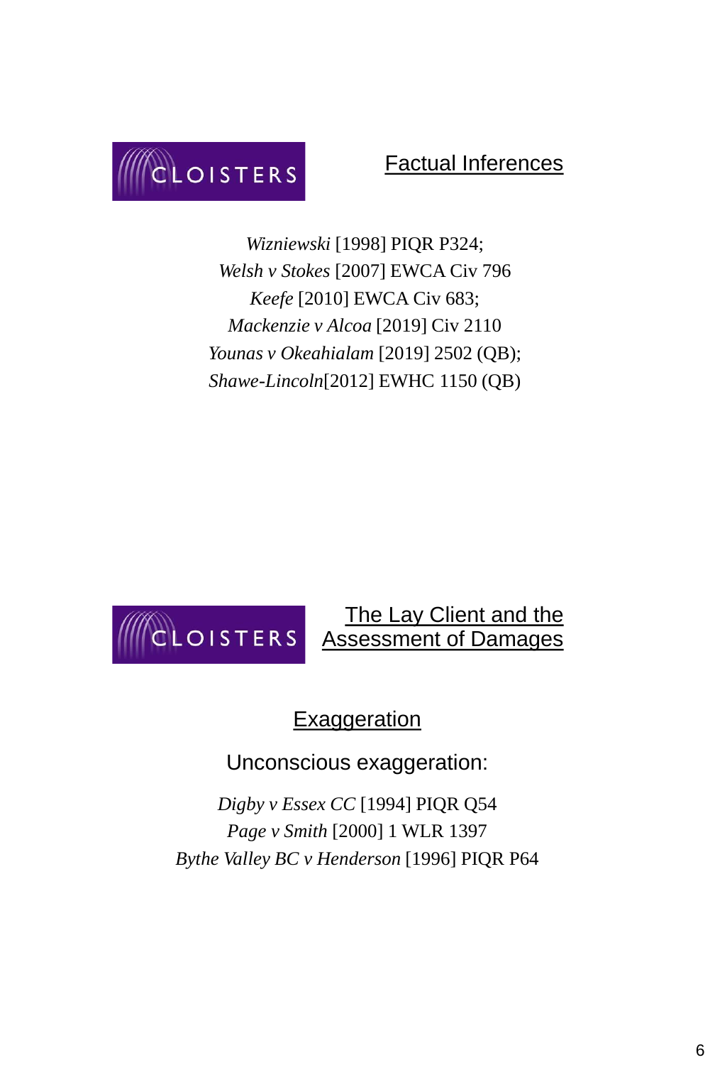## Factual Inferences

*Wizniewski* [1998] PIQR P324;
*Welsh v Stokes* [2007] EWCA Civ 796
*Keefe* [2010] EWCA Civ 683;
*Mackenzie v Alcoa* [2019] Civ 2110
*Younas v Okeahialam* [2019] 2502 (QB);
*Shawe-Lincoln*[2012] EWHC 1150 (QB)

## The Lay Client and the Assessment of Damages

### Exaggeration

Unconscious exaggeration:

*Digby v Essex CC* [1994] PIQR Q54
*Page v Smith* [2000] 1 WLR 1397
*Bythe Valley BC v Henderson* [1996] PIQR P64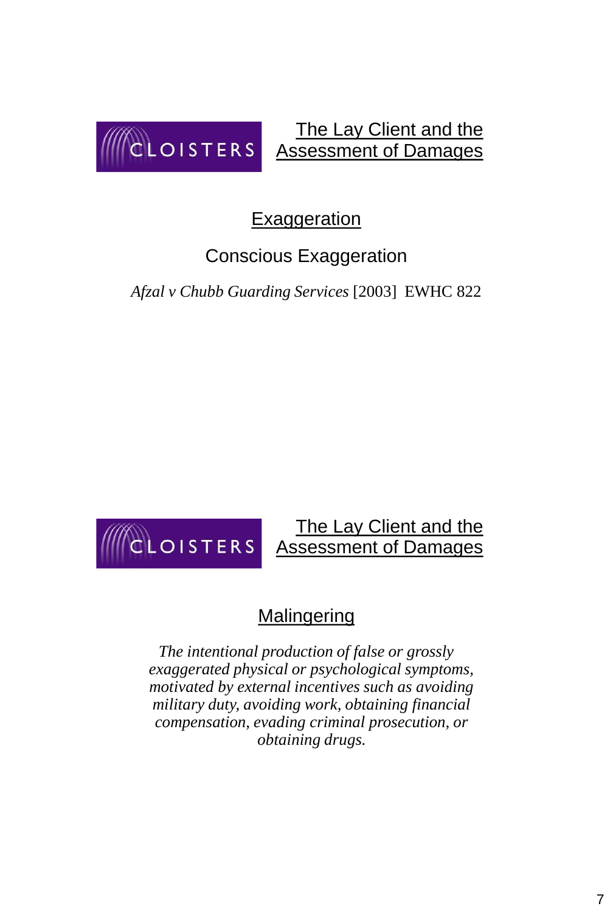CLOISTERS

## The Lay Client and the Assessment of Damages

### Exaggeration

Conscious Exaggeration

*Afzal v Chubb Guarding Services* [2003] EWHC 822

CLOISTERS

## The Lay Client and the Assessment of Damages

### Malingering

*The intentional production of false or grossly exaggerated physical or psychological symptoms, motivated by external incentives such as avoiding military duty, avoiding work, obtaining financial compensation, evading criminal prosecution, or obtaining drugs.*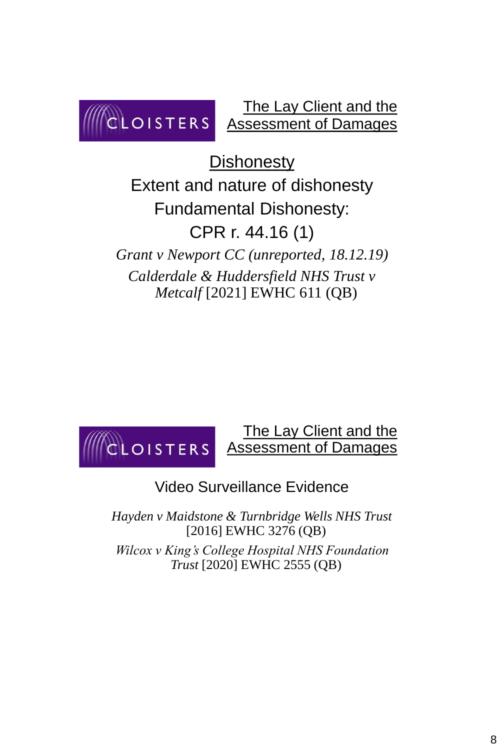CLOISTERS

## The Lay Client and the Assessment of Damages

### Dishonesty

Extent and nature of dishonesty

Fundamental Dishonesty:

CPR r. 44.16 (1)

*Grant v Newport CC (unreported, 18.12.19)*

*Calderdale & Huddersfield NHS Trust v Metcalf* [2021] EWHC 611 (QB)

CLOISTERS

## The Lay Client and the Assessment of Damages

Video Surveillance Evidence

*Hayden v Maidstone & Turnbridge Wells NHS Trust* [2016] EWHC 3276 (QB)

*Wilcox v King's College Hospital NHS Foundation Trust* [2020] EWHC 2555 (QB)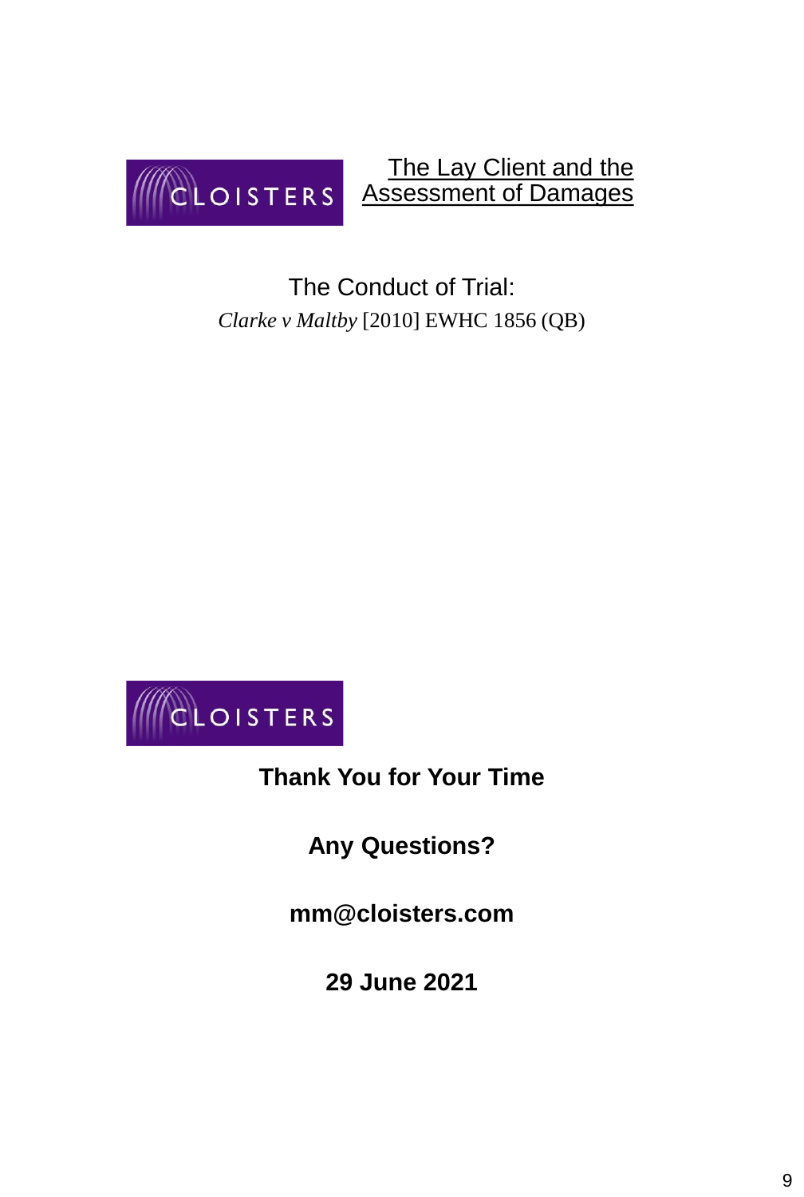CLOISTERS

## The Lay Client and the Assessment of Damages

The Conduct of Trial:

*Clarke v Maltby* [2010] EWHC 1856 (QB)

CLOISTERS

**Thank You for Your Time**

**Any Questions?**

**mm@cloisters.com**

**29 June 2021**